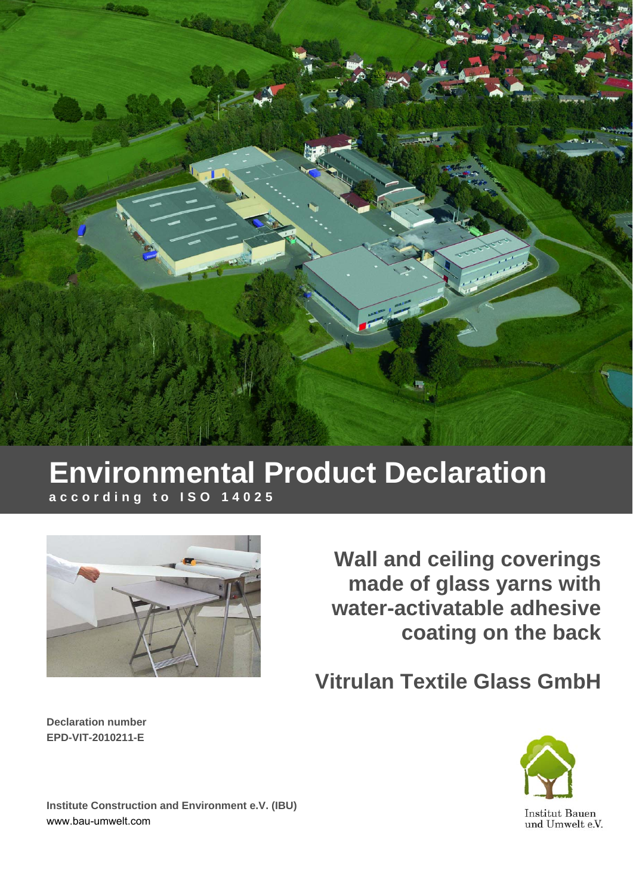# Environmental Product Declaration

**according to ISO 14025**

## Wall and ceiling coverings made of glass yarns with water-activatable adhesive coating on the back

## Vitrulan Textile Glass GmbH

**Declaration number**
**EPD-VIT-2010211-E**

**Institute Construction and Environment e.V. (IBU)**
www.bau-umwelt.com

Institut Bauen
und Umwelt e.V.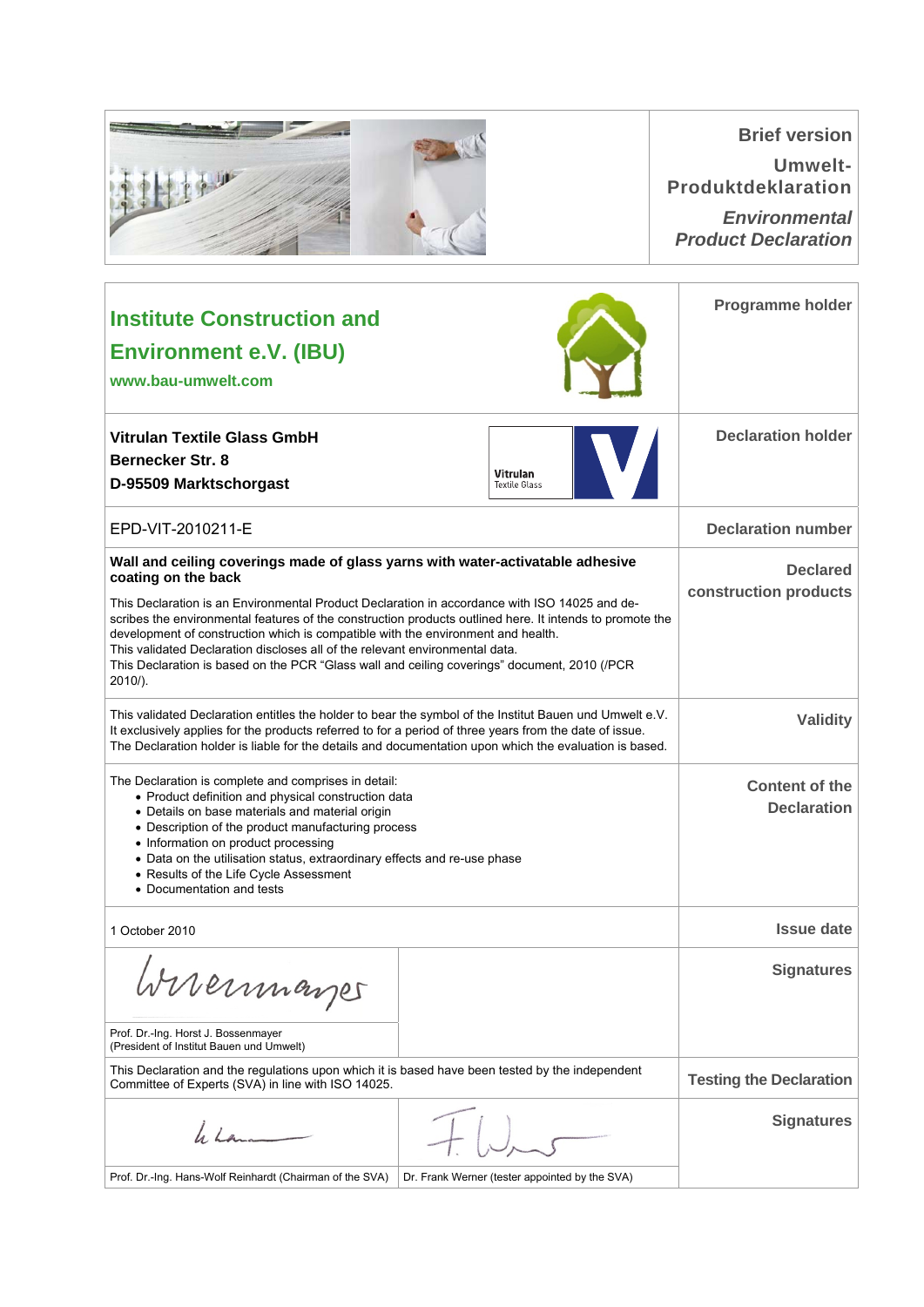**Brief version**

**Umwelt-Produktdeklaration**

***Environmental Product Declaration***

| | |
|---|---|
| **Institute Construction and Environment e.V. (IBU)**<br>**www.bau-umwelt.com** | **Programme holder** |
| **Vitrulan Textile Glass GmbH**<br>**Bernecker Str. 8**<br>**D-95509 Marktschorgast** | **Declaration holder** |
| EPD-VIT-2010211-E | **Declaration number** |
| **Wall and ceiling coverings made of glass yarns with water-activatable adhesive coating on the back**<br><br>This Declaration is an Environmental Product Declaration in accordance with ISO 14025 and describes the environmental features of the construction products outlined here. It intends to promote the development of construction which is compatible with the environment and health.<br>This validated Declaration discloses all of the relevant environmental data.<br>This Declaration is based on the PCR "Glass wall and ceiling coverings" document, 2010 (/PCR 2010/). | **Declared construction products** |
| This validated Declaration entitles the holder to bear the symbol of the Institut Bauen und Umwelt e.V. It exclusively applies for the products referred to for a period of three years from the date of issue. The Declaration holder is liable for the details and documentation upon which the evaluation is based. | **Validity** |
| The Declaration is complete and comprises in detail:<br>• Product definition and physical construction data<br>• Details on base materials and material origin<br>• Description of the product manufacturing process<br>• Information on product processing<br>• Data on the utilisation status, extraordinary effects and re-use phase<br>• Results of the Life Cycle Assessment<br>• Documentation and tests | **Content of the Declaration** |
| 1 October 2010 | **Issue date** |
| Prof. Dr.-Ing. Horst J. Bossenmayer<br>(President of Institut Bauen und Umwelt) | **Signatures** |
| This Declaration and the regulations upon which it is based have been tested by the independent Committee of Experts (SVA) in line with ISO 14025. | **Testing the Declaration** |
| Prof. Dr.-Ing. Hans-Wolf Reinhardt (Chairman of the SVA) / Dr. Frank Werner (tester appointed by the SVA) | **Signatures** |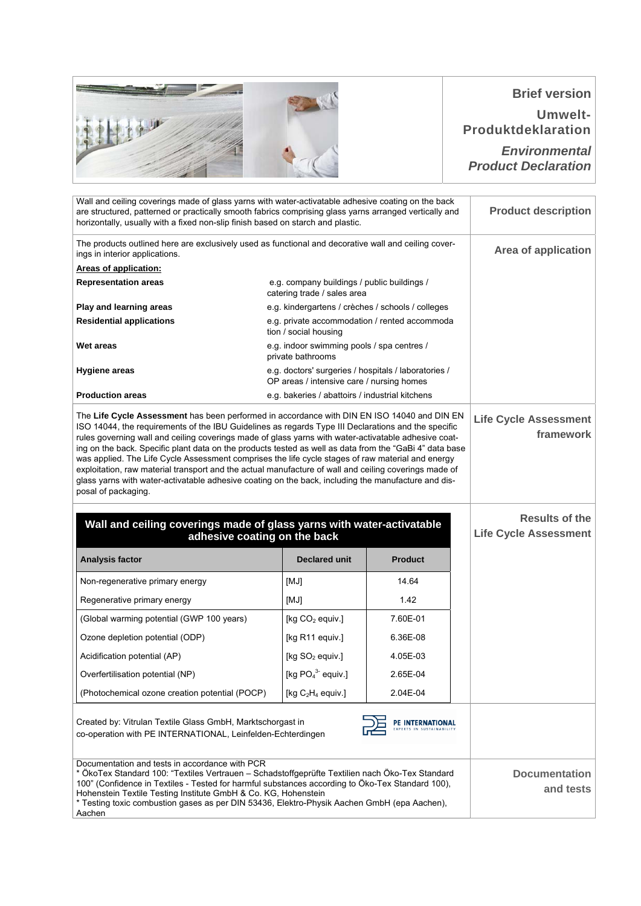## Brief version

## Umwelt-Produktdeklaration

## *Environmental Product Declaration*

### Product description

Wall and ceiling coverings made of glass yarns with water-activatable adhesive coating on the back are structured, patterned or practically smooth fabrics comprising glass yarns arranged vertically and horizontally, usually with a fixed non-slip finish based on starch and plastic.

### Area of application

The products outlined here are exclusively used as functional and decorative wall and ceiling coverings in interior applications.

**Areas of application:**

| | |
|---|---|
| **Representation areas** | e.g. company buildings / public buildings / catering trade / sales area |
| **Play and learning areas** | e.g. kindergartens / crèches / schools / colleges |
| **Residential applications** | e.g. private accommodation / rented accommodation / social housing |
| **Wet areas** | e.g. indoor swimming pools / spa centres / private bathrooms |
| **Hygiene areas** | e.g. doctors' surgeries / hospitals / laboratories / OP areas / intensive care / nursing homes |
| **Production areas** | e.g. bakeries / abattoirs / industrial kitchens |

### Life Cycle Assessment framework

The **Life Cycle Assessment** has been performed in accordance with DIN EN ISO 14040 and DIN EN ISO 14044, the requirements of the IBU Guidelines as regards Type III Declarations and the specific rules governing wall and ceiling coverings made of glass yarns with water-activatable adhesive coating on the back. Specific plant data on the products tested as well as data from the "GaBi 4" data base was applied. The Life Cycle Assessment comprises the life cycle stages of raw material and energy exploitation, raw material transport and the actual manufacture of wall and ceiling coverings made of glass yarns with water-activatable adhesive coating on the back, including the manufacture and disposal of packaging.

### Results of the Life Cycle Assessment

**Wall and ceiling coverings made of glass yarns with water-activatable adhesive coating on the back**

| Analysis factor | Declared unit | Product |
|---|---|---|
| Non-regenerative primary energy | [MJ] | 14.64 |
| Regenerative primary energy | [MJ] | 1.42 |
| (Global warming potential (GWP 100 years) | [kg $CO_2$ equiv.] | 7.60E-01 |
| Ozone depletion potential (ODP) | [kg R11 equiv.] | 6.36E-08 |
| Acidification potential (AP) | [kg $SO_2$ equiv.] | 4.05E-03 |
| Overfertilisation potential (NP) | [kg $PO_4^{3-}$ equiv.] | 2.65E-04 |
| (Photochemical ozone creation potential (POCP) | [kg $C_2H_4$ equiv.] | 2.04E-04 |

Created by: Vitrulan Textile Glass GmbH, Marktschorgast in co-operation with PE INTERNATIONAL, Leinfelden-Echterdingen

PE INTERNATIONAL
EXPERTS IN SUSTAINABILITY

### Documentation and tests

Documentation and tests in accordance with PCR

* ÖkoTex Standard 100: "Textiles Vertrauen – Schadstoffgeprüfte Textilien nach Öko-Tex Standard 100" (Confidence in Textiles - Tested for harmful substances according to Öko-Tex Standard 100), Hohenstein Textile Testing Institute GmbH & Co. KG, Hohenstein
* Testing toxic combustion gases as per DIN 53436, Elektro-Physik Aachen GmbH (epa Aachen), Aachen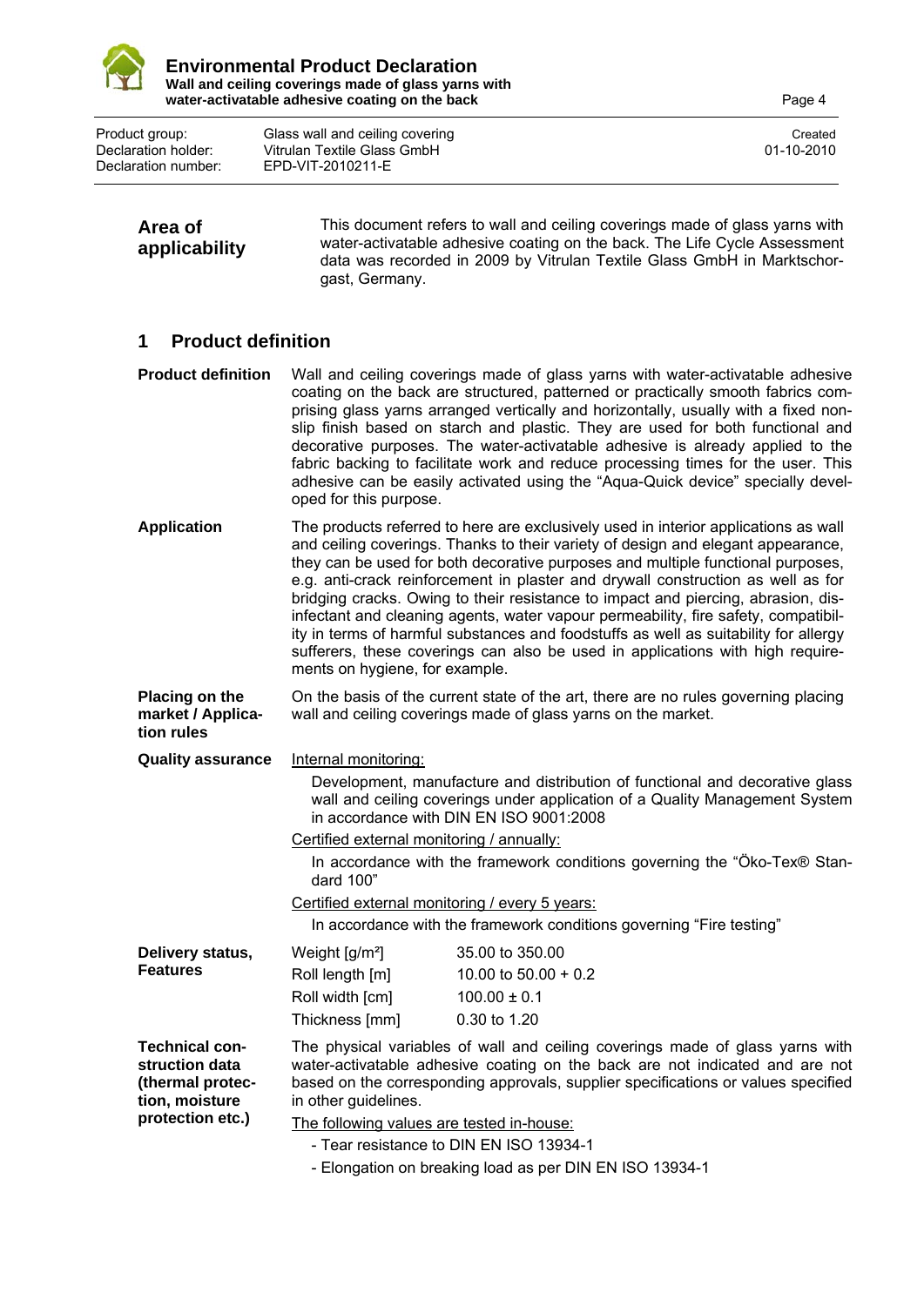**Area of applicability**

This document refers to wall and ceiling coverings made of glass yarns with water-activatable adhesive coating on the back. The Life Cycle Assessment data was recorded in 2009 by Vitrulan Textile Glass GmbH in Marktschorgast, Germany.

## 1 Product definition

**Product definition**

Wall and ceiling coverings made of glass yarns with water-activatable adhesive coating on the back are structured, patterned or practically smooth fabrics comprising glass yarns arranged vertically and horizontally, usually with a fixed non-slip finish based on starch and plastic. They are used for both functional and decorative purposes. The water-activatable adhesive is already applied to the fabric backing to facilitate work and reduce processing times for the user. This adhesive can be easily activated using the "Aqua-Quick device" specially developed for this purpose.

**Application**

The products referred to here are exclusively used in interior applications as wall and ceiling coverings. Thanks to their variety of design and elegant appearance, they can be used for both decorative purposes and multiple functional purposes, e.g. anti-crack reinforcement in plaster and drywall construction as well as for bridging cracks. Owing to their resistance to impact and piercing, abrasion, disinfectant and cleaning agents, water vapour permeability, fire safety, compatibility in terms of harmful substances and foodstuffs as well as suitability for allergy sufferers, these coverings can also be used in applications with high requirements on hygiene, for example.

**Placing on the market / Application rules**

On the basis of the current state of the art, there are no rules governing placing wall and ceiling coverings made of glass yarns on the market.

**Quality assurance**

Internal monitoring:

Development, manufacture and distribution of functional and decorative glass wall and ceiling coverings under application of a Quality Management System in accordance with DIN EN ISO 9001:2008

Certified external monitoring / annually:

In accordance with the framework conditions governing the "Öko-Tex® Standard 100"

Certified external monitoring / every 5 years:

In accordance with the framework conditions governing "Fire testing"

**Delivery status, Features**

| | |
|---|---|
| Weight [g/m²] | 35.00 to 350.00 |
| Roll length [m] | 10.00 to 50.00 + 0.2 |
| Roll width [cm] | 100.00 ± 0.1 |
| Thickness [mm] | 0.30 to 1.20 |

**Technical construction data (thermal protection, moisture protection etc.)**

The physical variables of wall and ceiling coverings made of glass yarns with water-activatable adhesive coating on the back are not indicated and are not based on the corresponding approvals, supplier specifications or values specified in other guidelines.

The following values are tested in-house:

- Tear resistance to DIN EN ISO 13934-1
- Elongation on breaking load as per DIN EN ISO 13934-1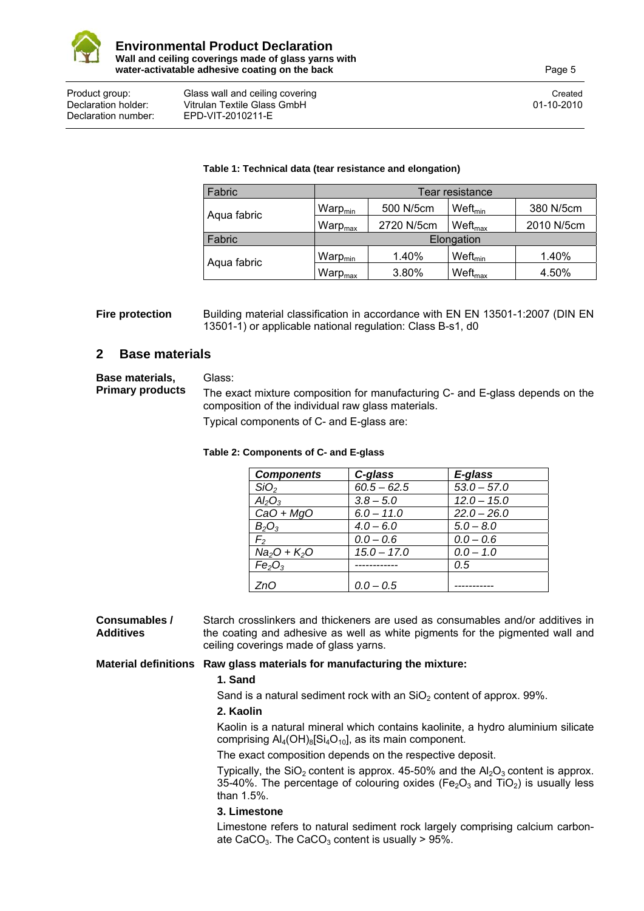**Table 1: Technical data (tear resistance and elongation)**

| Fabric | Tear resistance | | | |
|---|---|---|---|---|
| Aqua fabric | $Warp_{min}$ | 500 N/5cm | $Weft_{min}$ | 380 N/5cm |
| | $Warp_{max}$ | 2720 N/5cm | $Weft_{max}$ | 2010 N/5cm |
| **Fabric** | **Elongation** | | | |
| Aqua fabric | $Warp_{min}$ | 1.40% | $Weft_{min}$ | 1.40% |
| | $Warp_{max}$ | 3.80% | $Weft_{max}$ | 4.50% |

**Fire protection**

Building material classification in accordance with EN EN 13501-1:2007 (DIN EN 13501-1) or applicable national regulation: Class B-s1, d0

## 2 Base materials

**Base materials, Primary products**

Glass:

The exact mixture composition for manufacturing C- and E-glass depends on the composition of the individual raw glass materials.

Typical components of C- and E-glass are:

**Table 2: Components of C- and E-glass**

| *Components* | *C-glass* | *E-glass* |
|---|---|---|
| $SiO_2$ | *60.5 – 62.5* | *53.0 – 57.0* |
| $Al_2O_3$ | *3.8 – 5.0* | *12.0 – 15.0* |
| $CaO + MgO$ | *6.0 – 11.0* | *22.0 – 26.0* |
| $B_2O_3$ | *4.0 – 6.0* | *5.0 – 8.0* |
| $F_2$ | *0.0 – 0.6* | *0.0 – 0.6* |
| $Na_2O + K_2O$ | *15.0 – 17.0* | *0.0 – 1.0* |
| $Fe_2O_3$ | ------------ | *0.5* |
| *ZnO* | *0.0 – 0.5* | ----------- |

**Consumables / Additives**

Starch crosslinkers and thickeners are used as consumables and/or additives in the coating and adhesive as well as white pigments for the pigmented wall and ceiling coverings made of glass yarns.

**Material definitions**

**Raw glass materials for manufacturing the mixture:**

**1. Sand**

Sand is a natural sediment rock with an $SiO_2$ content of approx. 99%.

**2. Kaolin**

Kaolin is a natural mineral which contains kaolinite, a hydro aluminium silicate comprising $Al_4(OH)_8[Si_4O_{10}]$, as its main component.

The exact composition depends on the respective deposit.

Typically, the $SiO_2$ content is approx. 45-50% and the $Al_2O_3$ content is approx. 35-40%. The percentage of colouring oxides ($Fe_2O_3$ and $TiO_2$) is usually less than 1.5%.

**3. Limestone**

Limestone refers to natural sediment rock largely comprising calcium carbonate $CaCO_3$. The $CaCO_3$ content is usually > 95%.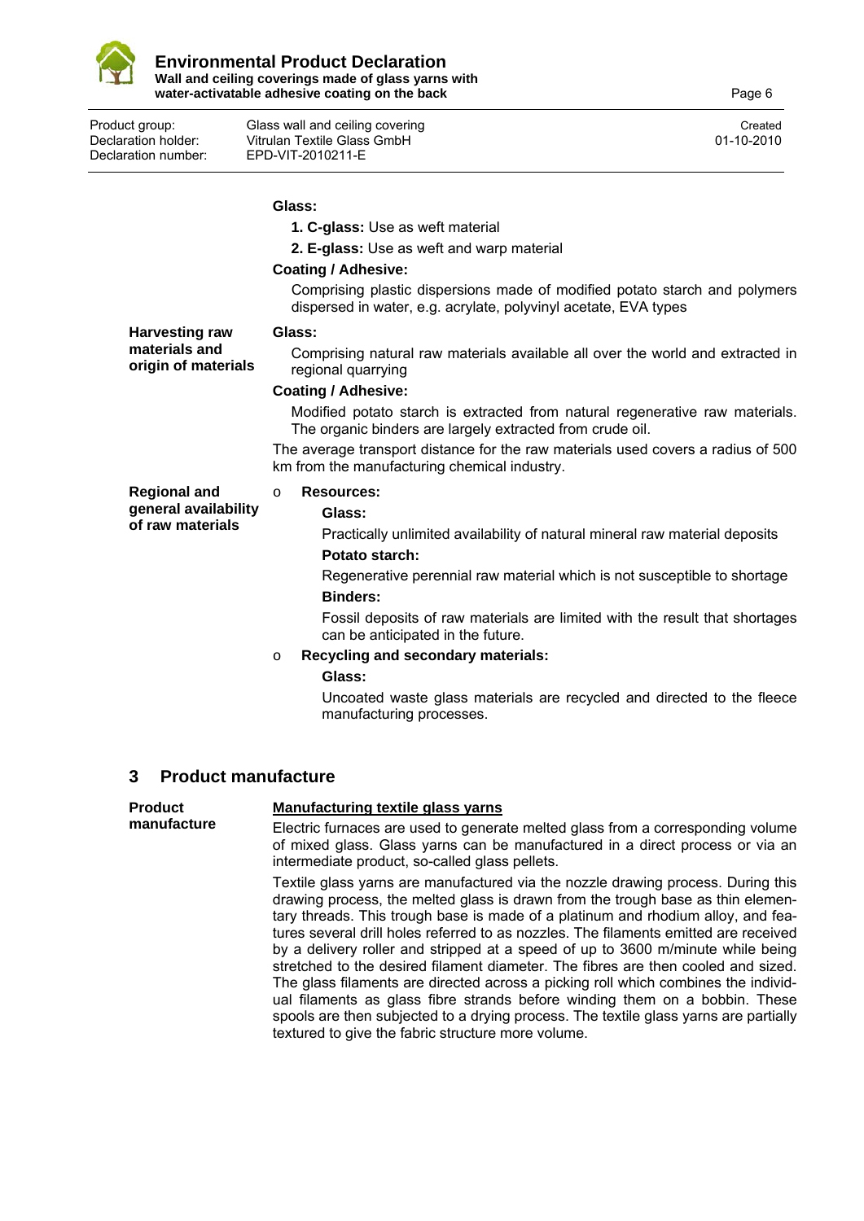**Glass:**

**1. C-glass:** Use as weft material

**2. E-glass:** Use as weft and warp material

**Coating / Adhesive:**

Comprising plastic dispersions made of modified potato starch and polymers dispersed in water, e.g. acrylate, polyvinyl acetate, EVA types

**Harvesting raw materials and origin of materials**

**Glass:**

Comprising natural raw materials available all over the world and extracted in regional quarrying

**Coating / Adhesive:**

Modified potato starch is extracted from natural regenerative raw materials. The organic binders are largely extracted from crude oil.

The average transport distance for the raw materials used covers a radius of 500 km from the manufacturing chemical industry.

**Regional and general availability of raw materials**

- **Resources:**

  **Glass:**

  Practically unlimited availability of natural mineral raw material deposits

  **Potato starch:**

  Regenerative perennial raw material which is not susceptible to shortage

  **Binders:**

  Fossil deposits of raw materials are limited with the result that shortages can be anticipated in the future.

- **Recycling and secondary materials:**

  **Glass:**

  Uncoated waste glass materials are recycled and directed to the fleece manufacturing processes.

## 3 Product manufacture

**Product manufacture**

__Manufacturing textile glass yarns__

Electric furnaces are used to generate melted glass from a corresponding volume of mixed glass. Glass yarns can be manufactured in a direct process or via an intermediate product, so-called glass pellets.

Textile glass yarns are manufactured via the nozzle drawing process. During this drawing process, the melted glass is drawn from the trough base as thin elementary threads. This trough base is made of a platinum and rhodium alloy, and features several drill holes referred to as nozzles. The filaments emitted are received by a delivery roller and stripped at a speed of up to 3600 m/minute while being stretched to the desired filament diameter. The fibres are then cooled and sized. The glass filaments are directed across a picking roll which combines the individual filaments as glass fibre strands before winding them on a bobbin. These spools are then subjected to a drying process. The textile glass yarns are partially textured to give the fabric structure more volume.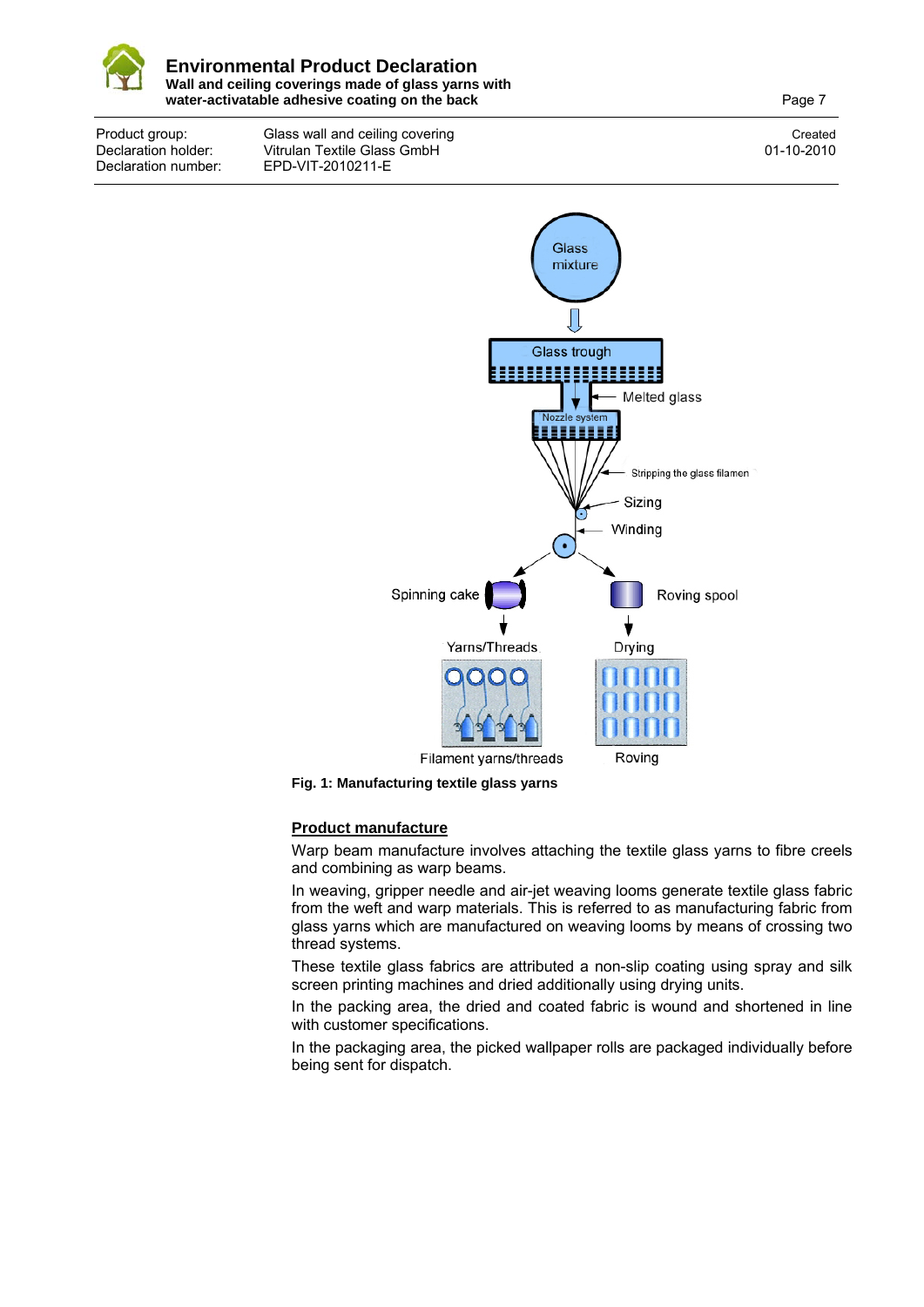Fig. 1: Manufacturing textile glass yarns

**Product manufacture**

Warp beam manufacture involves attaching the textile glass yarns to fibre creels and combining as warp beams.

In weaving, gripper needle and air-jet weaving looms generate textile glass fabric from the weft and warp materials. This is referred to as manufacturing fabric from glass yarns which are manufactured on weaving looms by means of crossing two thread systems.

These textile glass fabrics are attributed a non-slip coating using spray and silk screen printing machines and dried additionally using drying units.

In the packing area, the dried and coated fabric is wound and shortened in line with customer specifications.

In the packaging area, the picked wallpaper rolls are packaged individually before being sent for dispatch.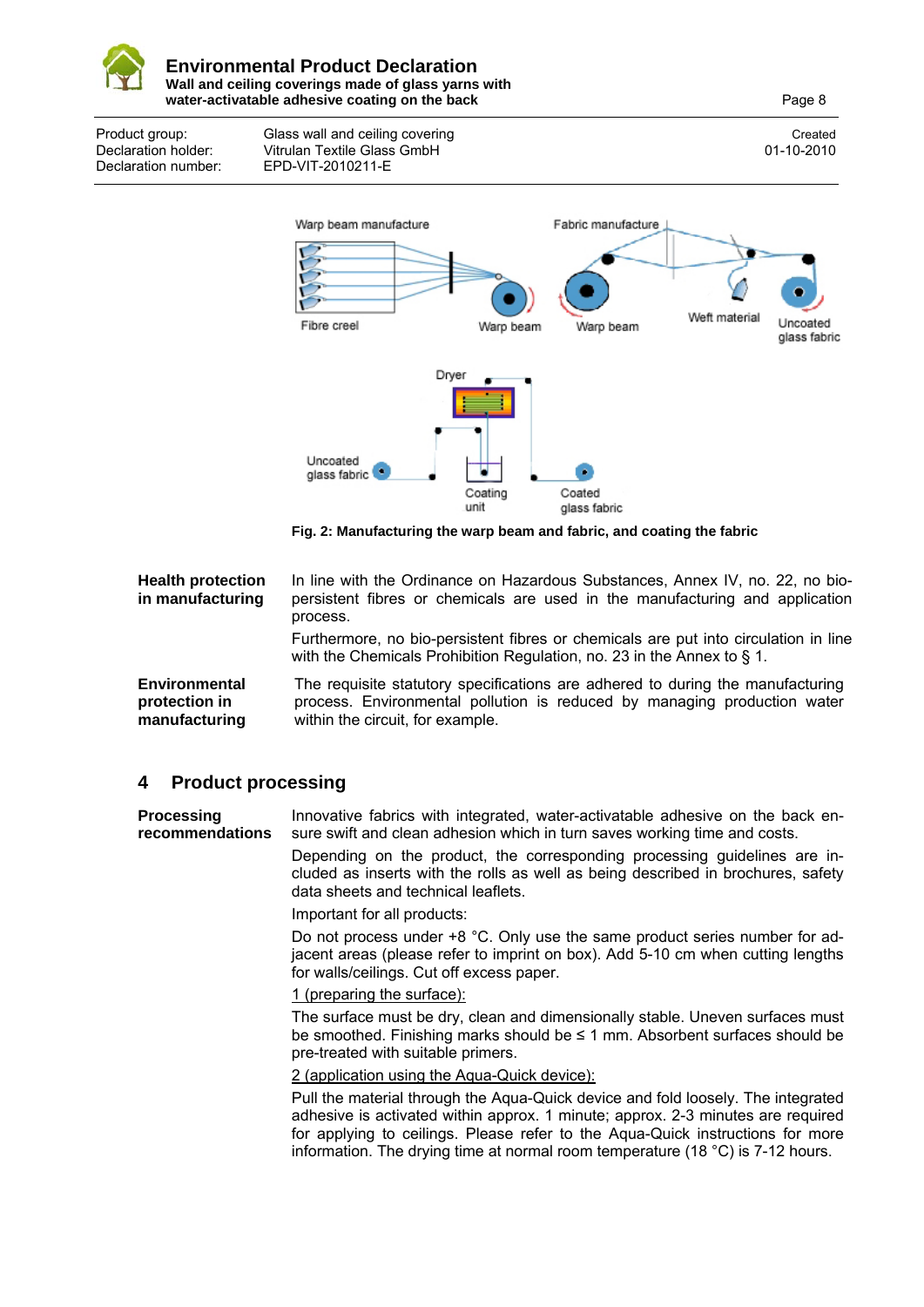Fig. 2: Manufacturing the warp beam and fabric, and coating the fabric

**Health protection in manufacturing**

In line with the Ordinance on Hazardous Substances, Annex IV, no. 22, no bio-persistent fibres or chemicals are used in the manufacturing and application process.

Furthermore, no bio-persistent fibres or chemicals are put into circulation in line with the Chemicals Prohibition Regulation, no. 23 in the Annex to § 1.

**Environmental protection in manufacturing**

The requisite statutory specifications are adhered to during the manufacturing process. Environmental pollution is reduced by managing production water within the circuit, for example.

## 4 Product processing

**Processing recommendations**

Innovative fabrics with integrated, water-activatable adhesive on the back ensure swift and clean adhesion which in turn saves working time and costs.

Depending on the product, the corresponding processing guidelines are included as inserts with the rolls as well as being described in brochures, safety data sheets and technical leaflets.

Important for all products:

Do not process under +8 °C. Only use the same product series number for adjacent areas (please refer to imprint on box). Add 5-10 cm when cutting lengths for walls/ceilings. Cut off excess paper.

1 (preparing the surface):

The surface must be dry, clean and dimensionally stable. Uneven surfaces must be smoothed. Finishing marks should be ≤ 1 mm. Absorbent surfaces should be pre-treated with suitable primers.

2 (application using the Aqua-Quick device):

Pull the material through the Aqua-Quick device and fold loosely. The integrated adhesive is activated within approx. 1 minute; approx. 2-3 minutes are required for applying to ceilings. Please refer to the Aqua-Quick instructions for more information. The drying time at normal room temperature (18 °C) is 7-12 hours.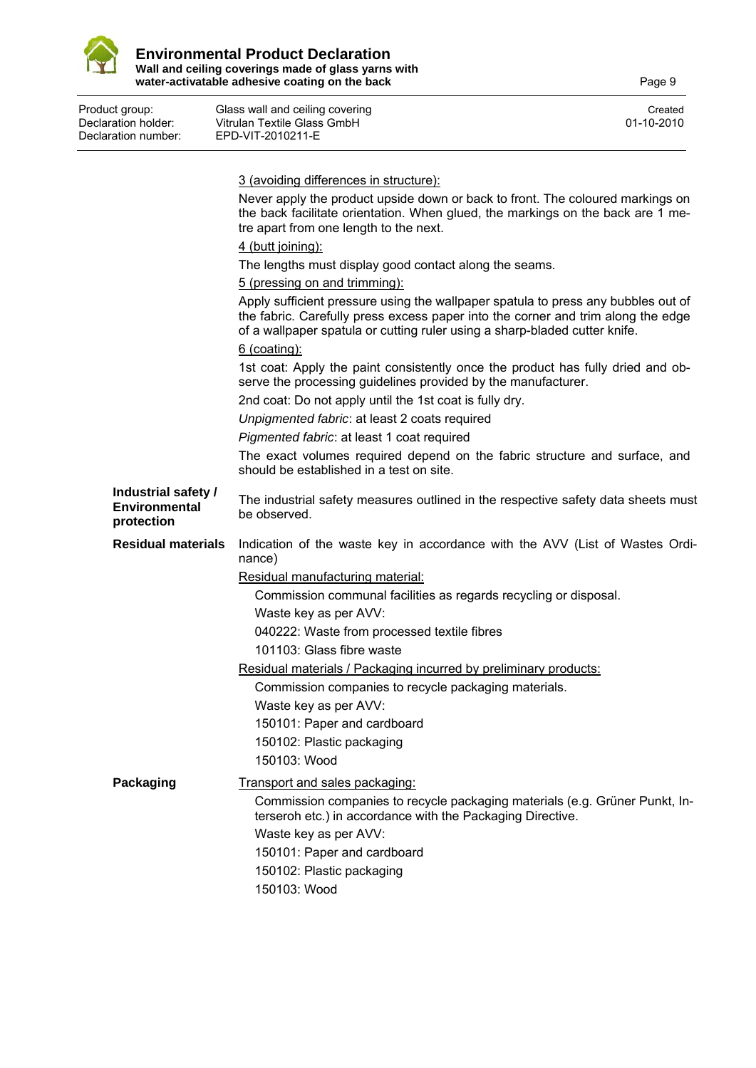3 (avoiding differences in structure):

Never apply the product upside down or back to front. The coloured markings on the back facilitate orientation. When glued, the markings on the back are 1 metre apart from one length to the next.

4 (butt joining):

The lengths must display good contact along the seams.

5 (pressing on and trimming):

Apply sufficient pressure using the wallpaper spatula to press any bubbles out of the fabric. Carefully press excess paper into the corner and trim along the edge of a wallpaper spatula or cutting ruler using a sharp-bladed cutter knife.

6 (coating):

1st coat: Apply the paint consistently once the product has fully dried and observe the processing guidelines provided by the manufacturer.

2nd coat: Do not apply until the 1st coat is fully dry.

*Unpigmented fabric*: at least 2 coats required

*Pigmented fabric*: at least 1 coat required

The exact volumes required depend on the fabric structure and surface, and should be established in a test on site.

**Industrial safety / Environmental protection**

The industrial safety measures outlined in the respective safety data sheets must be observed.

**Residual materials**

Indication of the waste key in accordance with the AVV (List of Wastes Ordinance)

Residual manufacturing material:

Commission communal facilities as regards recycling or disposal.

Waste key as per AVV:

040222: Waste from processed textile fibres

101103: Glass fibre waste

Residual materials / Packaging incurred by preliminary products:

Commission companies to recycle packaging materials.

Waste key as per AVV:

150101: Paper and cardboard

150102: Plastic packaging

150103: Wood

**Packaging**

Transport and sales packaging:

Commission companies to recycle packaging materials (e.g. Grüner Punkt, Interseroh etc.) in accordance with the Packaging Directive.

Waste key as per AVV:

150101: Paper and cardboard

150102: Plastic packaging

150103: Wood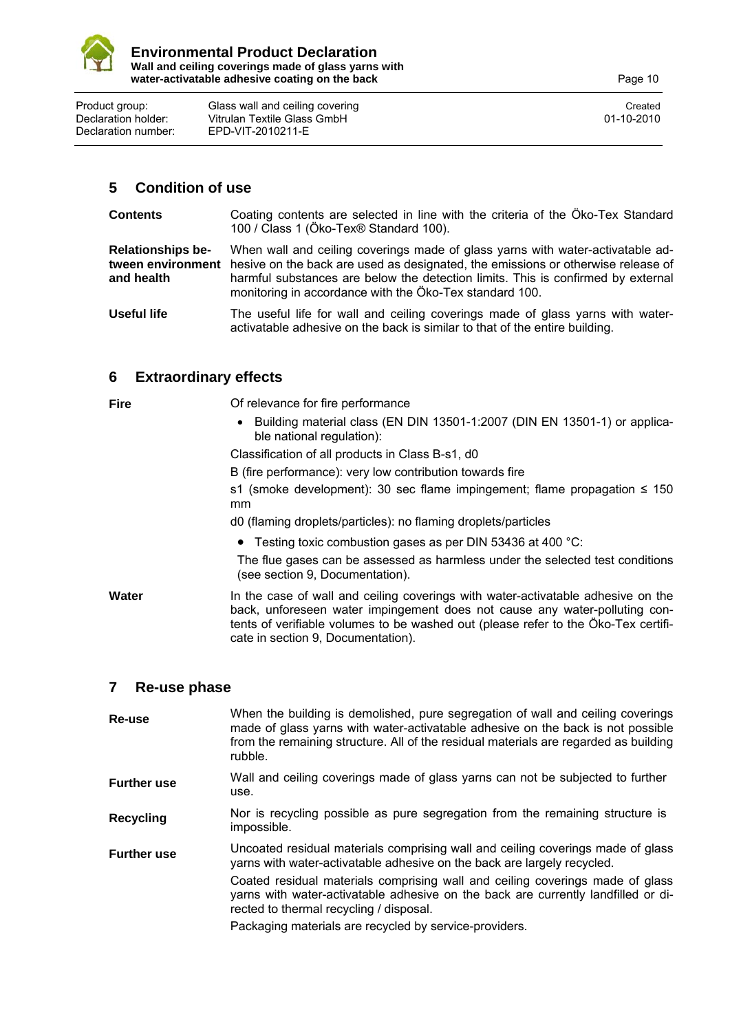## 5 Condition of use

**Contents**

Coating contents are selected in line with the criteria of the Öko-Tex Standard 100 / Class 1 (Öko-Tex® Standard 100).

**Relationships between environment and health**

When wall and ceiling coverings made of glass yarns with water-activatable adhesive on the back are used as designated, the emissions or otherwise release of harmful substances are below the detection limits. This is confirmed by external monitoring in accordance with the Öko-Tex standard 100.

**Useful life**

The useful life for wall and ceiling coverings made of glass yarns with water-activatable adhesive on the back is similar to that of the entire building.

## 6 Extraordinary effects

**Fire**

Of relevance for fire performance

- Building material class (EN DIN 13501-1:2007 (DIN EN 13501-1) or applicable national regulation):

Classification of all products in Class B-s1, d0

B (fire performance): very low contribution towards fire

s1 (smoke development): 30 sec flame impingement; flame propagation ≤ 150 mm

d0 (flaming droplets/particles): no flaming droplets/particles

- Testing toxic combustion gases as per DIN 53436 at 400 °C:

The flue gases can be assessed as harmless under the selected test conditions (see section 9, Documentation).

**Water**

In the case of wall and ceiling coverings with water-activatable adhesive on the back, unforeseen water impingement does not cause any water-polluting contents of verifiable volumes to be washed out (please refer to the Öko-Tex certificate in section 9, Documentation).

## 7 Re-use phase

**Re-use**

When the building is demolished, pure segregation of wall and ceiling coverings made of glass yarns with water-activatable adhesive on the back is not possible from the remaining structure. All of the residual materials are regarded as building rubble.

**Further use**

Wall and ceiling coverings made of glass yarns can not be subjected to further use.

**Recycling**

Nor is recycling possible as pure segregation from the remaining structure is impossible.

**Further use**

Uncoated residual materials comprising wall and ceiling coverings made of glass yarns with water-activatable adhesive on the back are largely recycled.

Coated residual materials comprising wall and ceiling coverings made of glass yarns with water-activatable adhesive on the back are currently landfilled or directed to thermal recycling / disposal.

Packaging materials are recycled by service-providers.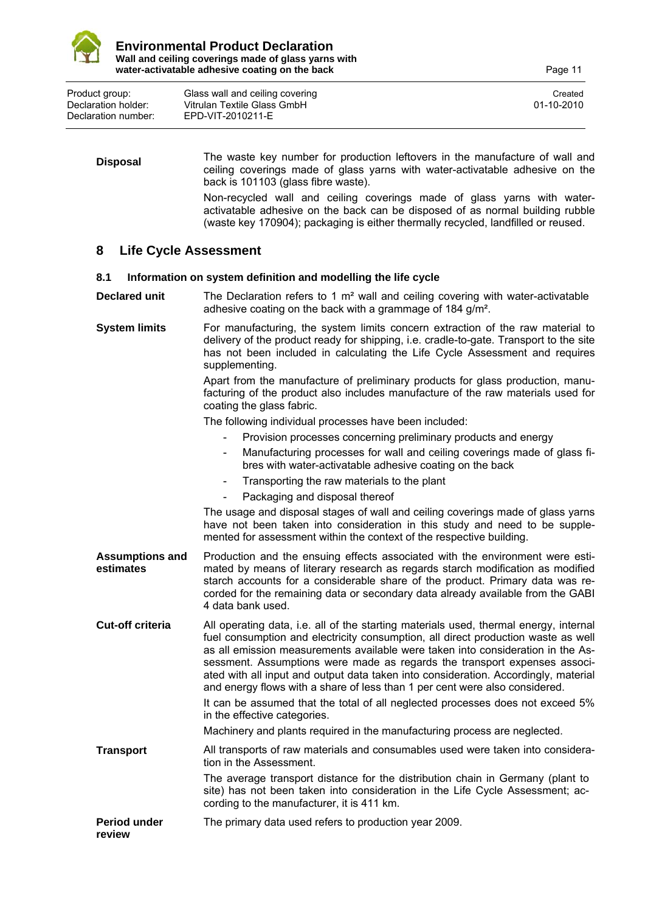**Disposal**

The waste key number for production leftovers in the manufacture of wall and ceiling coverings made of glass yarns with water-activatable adhesive on the back is 101103 (glass fibre waste).

Non-recycled wall and ceiling coverings made of glass yarns with water-activatable adhesive on the back can be disposed of as normal building rubble (waste key 170904); packaging is either thermally recycled, landfilled or reused.

## 8 Life Cycle Assessment

### 8.1 Information on system definition and modelling the life cycle

**Declared unit**

The Declaration refers to 1 m² wall and ceiling covering with water-activatable adhesive coating on the back with a grammage of 184 g/m².

**System limits**

For manufacturing, the system limits concern extraction of the raw material to delivery of the product ready for shipping, i.e. cradle-to-gate. Transport to the site has not been included in calculating the Life Cycle Assessment and requires supplementing.

Apart from the manufacture of preliminary products for glass production, manufacturing of the product also includes manufacture of the raw materials used for coating the glass fabric.

The following individual processes have been included:

- Provision processes concerning preliminary products and energy
- Manufacturing processes for wall and ceiling coverings made of glass fibres with water-activatable adhesive coating on the back
- Transporting the raw materials to the plant
- Packaging and disposal thereof

The usage and disposal stages of wall and ceiling coverings made of glass yarns have not been taken into consideration in this study and need to be supplemented for assessment within the context of the respective building.

**Assumptions and estimates**

Production and the ensuing effects associated with the environment were estimated by means of literary research as regards starch modification as modified starch accounts for a considerable share of the product. Primary data was recorded for the remaining data or secondary data already available from the GABI 4 data bank used.

**Cut-off criteria**

All operating data, i.e. all of the starting materials used, thermal energy, internal fuel consumption and electricity consumption, all direct production waste as well as all emission measurements available were taken into consideration in the Assessment. Assumptions were made as regards the transport expenses associated with all input and output data taken into consideration. Accordingly, material and energy flows with a share of less than 1 per cent were also considered.

It can be assumed that the total of all neglected processes does not exceed 5% in the effective categories.

Machinery and plants required in the manufacturing process are neglected.

**Transport**

All transports of raw materials and consumables used were taken into consideration in the Assessment.

The average transport distance for the distribution chain in Germany (plant to site) has not been taken into consideration in the Life Cycle Assessment; according to the manufacturer, it is 411 km.

**Period under review**

The primary data used refers to production year 2009.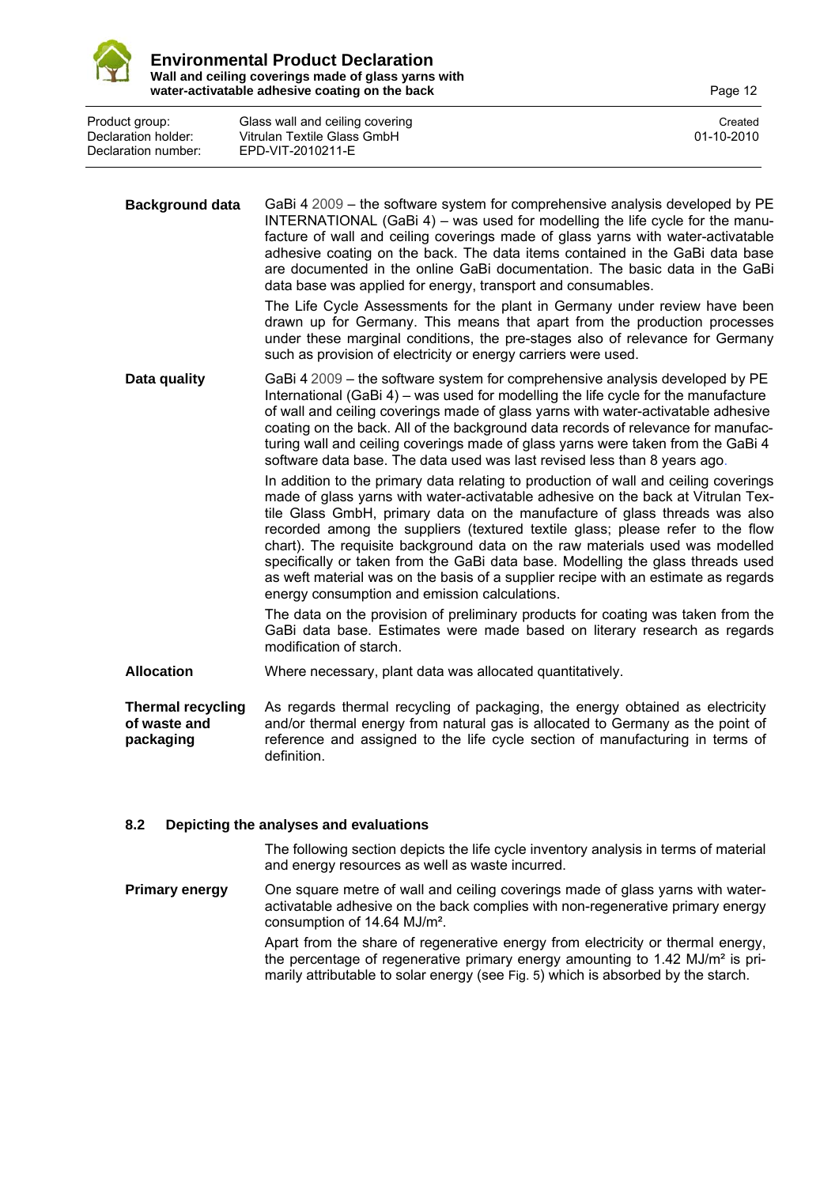**Background data** GaBi 4 2009 – the software system for comprehensive analysis developed by PE INTERNATIONAL (GaBi 4) – was used for modelling the life cycle for the manufacture of wall and ceiling coverings made of glass yarns with water-activatable adhesive coating on the back. The data items contained in the GaBi data base are documented in the online GaBi documentation. The basic data in the GaBi data base was applied for energy, transport and consumables.

The Life Cycle Assessments for the plant in Germany under review have been drawn up for Germany. This means that apart from the production processes under these marginal conditions, the pre-stages also of relevance for Germany such as provision of electricity or energy carriers were used.

**Data quality** GaBi 4 2009 – the software system for comprehensive analysis developed by PE International (GaBi 4) – was used for modelling the life cycle for the manufacture of wall and ceiling coverings made of glass yarns with water-activatable adhesive coating on the back. All of the background data records of relevance for manufacturing wall and ceiling coverings made of glass yarns were taken from the GaBi 4 software data base. The data used was last revised less than 8 years ago.

In addition to the primary data relating to production of wall and ceiling coverings made of glass yarns with water-activatable adhesive on the back at Vitrulan Textile Glass GmbH, primary data on the manufacture of glass threads was also recorded among the suppliers (textured textile glass; please refer to the flow chart). The requisite background data on the raw materials used was modelled specifically or taken from the GaBi data base. Modelling the glass threads used as weft material was on the basis of a supplier recipe with an estimate as regards energy consumption and emission calculations.

The data on the provision of preliminary products for coating was taken from the GaBi data base. Estimates were made based on literary research as regards modification of starch.

**Allocation** Where necessary, plant data was allocated quantitatively.

**Thermal recycling of waste and packaging** As regards thermal recycling of packaging, the energy obtained as electricity and/or thermal energy from natural gas is allocated to Germany as the point of reference and assigned to the life cycle section of manufacturing in terms of definition.

### 8.2 Depicting the analyses and evaluations

The following section depicts the life cycle inventory analysis in terms of material and energy resources as well as waste incurred.

**Primary energy** One square metre of wall and ceiling coverings made of glass yarns with water-activatable adhesive on the back complies with non-regenerative primary energy consumption of 14.64 MJ/m².

Apart from the share of regenerative energy from electricity or thermal energy, the percentage of regenerative primary energy amounting to 1.42 MJ/m² is primarily attributable to solar energy (see Fig. 5) which is absorbed by the starch.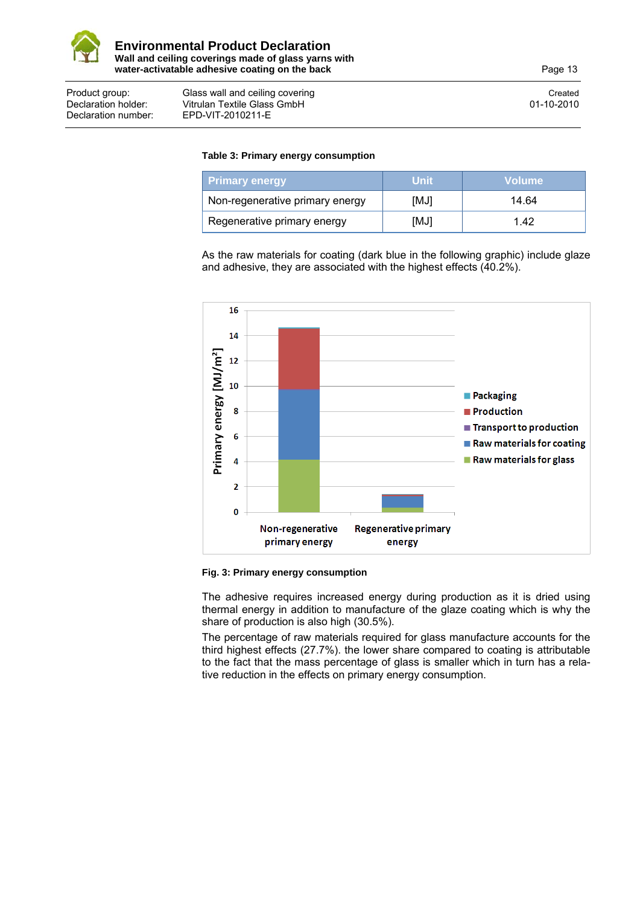**Table 3: Primary energy consumption**

| Primary energy | Unit | Volume |
|---|---|---|
| Non-regenerative primary energy | [MJ] | 14.64 |
| Regenerative primary energy | [MJ] | 1.42 |

As the raw materials for coating (dark blue in the following graphic) include glaze and adhesive, they are associated with the highest effects (40.2%).

**Fig. 3: Primary energy consumption**

The adhesive requires increased energy during production as it is dried using thermal energy in addition to manufacture of the glaze coating which is why the share of production is also high (30.5%).

The percentage of raw materials required for glass manufacture accounts for the third highest effects (27.7%). the lower share compared to coating is attributable to the fact that the mass percentage of glass is smaller which in turn has a relative reduction in the effects on primary energy consumption.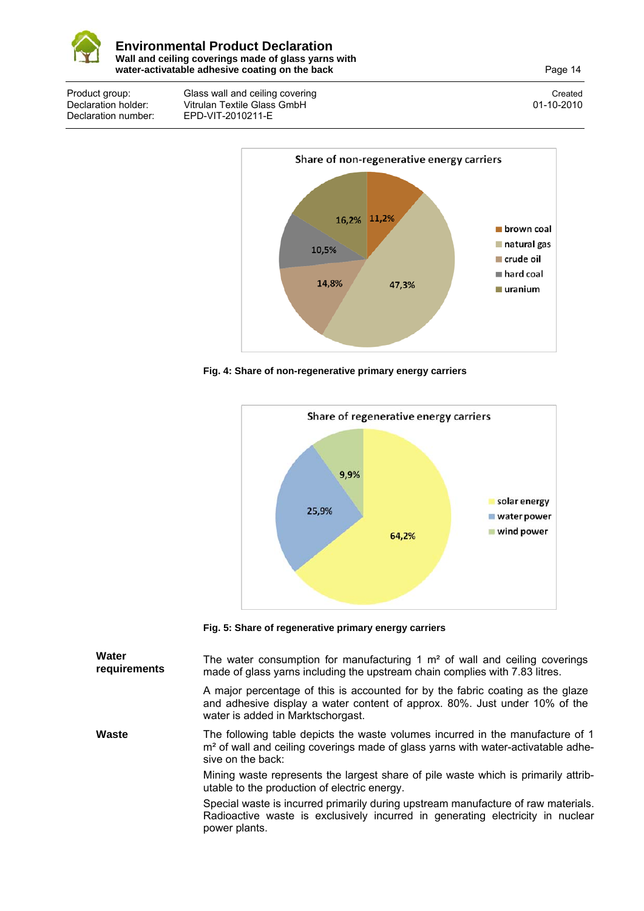Share of non-regenerative energy carriers

| Energy carrier | Share |
|---|---|
| brown coal | 11,2% |
| natural gas | 47,3% |
| crude oil | 14,8% |
| hard coal | 10,5% |
| uranium | 16,2% |

**Fig. 4: Share of non-regenerative primary energy carriers**

Share of regenerative energy carriers

| Energy carrier | Share |
|---|---|
| solar energy | 64,2% |
| water power | 25,9% |
| wind power | 9,9% |

**Fig. 5: Share of regenerative primary energy carriers**

**Water requirements**

The water consumption for manufacturing 1 m² of wall and ceiling coverings made of glass yarns including the upstream chain complies with 7.83 litres.

A major percentage of this is accounted for by the fabric coating as the glaze and adhesive display a water content of approx. 80%. Just under 10% of the water is added in Marktschorgast.

**Waste**

The following table depicts the waste volumes incurred in the manufacture of 1 m² of wall and ceiling coverings made of glass yarns with water-activatable adhesive on the back:

Mining waste represents the largest share of pile waste which is primarily attributable to the production of electric energy.

Special waste is incurred primarily during upstream manufacture of raw materials. Radioactive waste is exclusively incurred in generating electricity in nuclear power plants.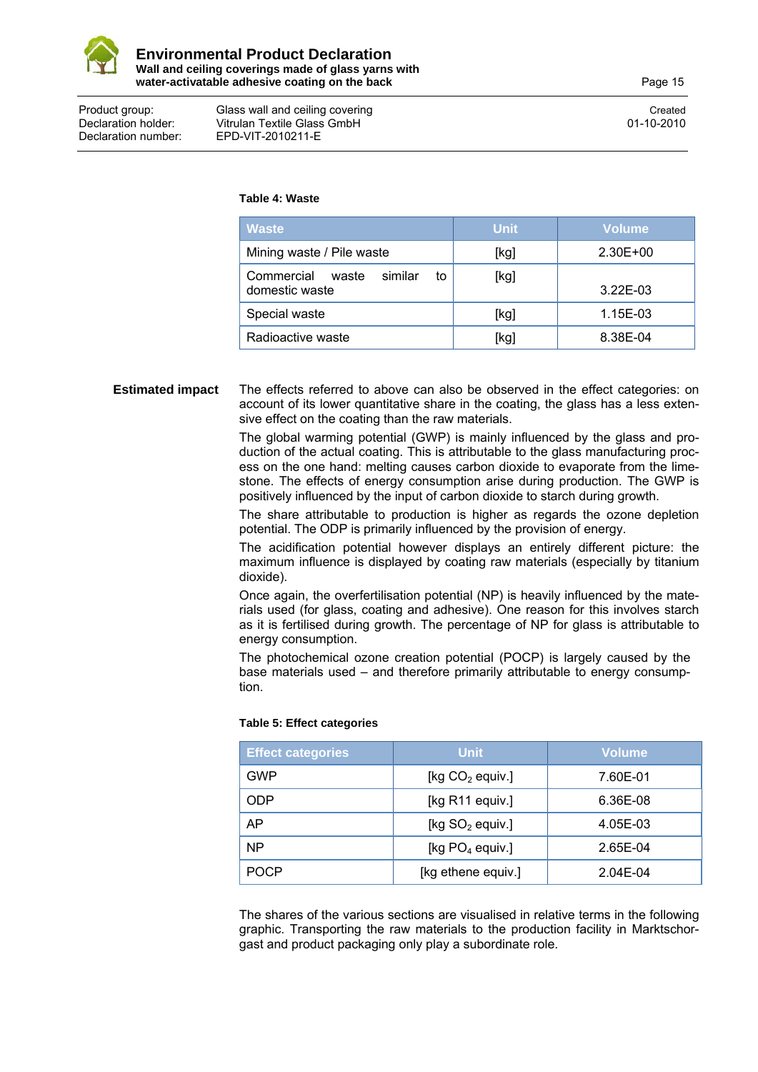**Table 4: Waste**

| Waste | Unit | Volume |
|---|---|---|
| Mining waste / Pile waste | [kg] | 2.30E+00 |
| Commercial waste similar to domestic waste | [kg] | 3.22E-03 |
| Special waste | [kg] | 1.15E-03 |
| Radioactive waste | [kg] | 8.38E-04 |

**Estimated impact**

The effects referred to above can also be observed in the effect categories: on account of its lower quantitative share in the coating, the glass has a less extensive effect on the coating than the raw materials.

The global warming potential (GWP) is mainly influenced by the glass and production of the actual coating. This is attributable to the glass manufacturing process on the one hand: melting causes carbon dioxide to evaporate from the limestone. The effects of energy consumption arise during production. The GWP is positively influenced by the input of carbon dioxide to starch during growth.

The share attributable to production is higher as regards the ozone depletion potential. The ODP is primarily influenced by the provision of energy.

The acidification potential however displays an entirely different picture: the maximum influence is displayed by coating raw materials (especially by titanium dioxide).

Once again, the overfertilisation potential (NP) is heavily influenced by the materials used (for glass, coating and adhesive). One reason for this involves starch as it is fertilised during growth. The percentage of NP for glass is attributable to energy consumption.

The photochemical ozone creation potential (POCP) is largely caused by the base materials used – and therefore primarily attributable to energy consumption.

**Table 5: Effect categories**

| Effect categories | Unit | Volume |
|---|---|---|
| GWP | [kg $CO_2$ equiv.] | 7.60E-01 |
| ODP | [kg R11 equiv.] | 6.36E-08 |
| AP | [kg $SO_2$ equiv.] | 4.05E-03 |
| NP | [kg $PO_4$ equiv.] | 2.65E-04 |
| POCP | [kg ethene equiv.] | 2.04E-04 |

The shares of the various sections are visualised in relative terms in the following graphic. Transporting the raw materials to the production facility in Marktschorgast and product packaging only play a subordinate role.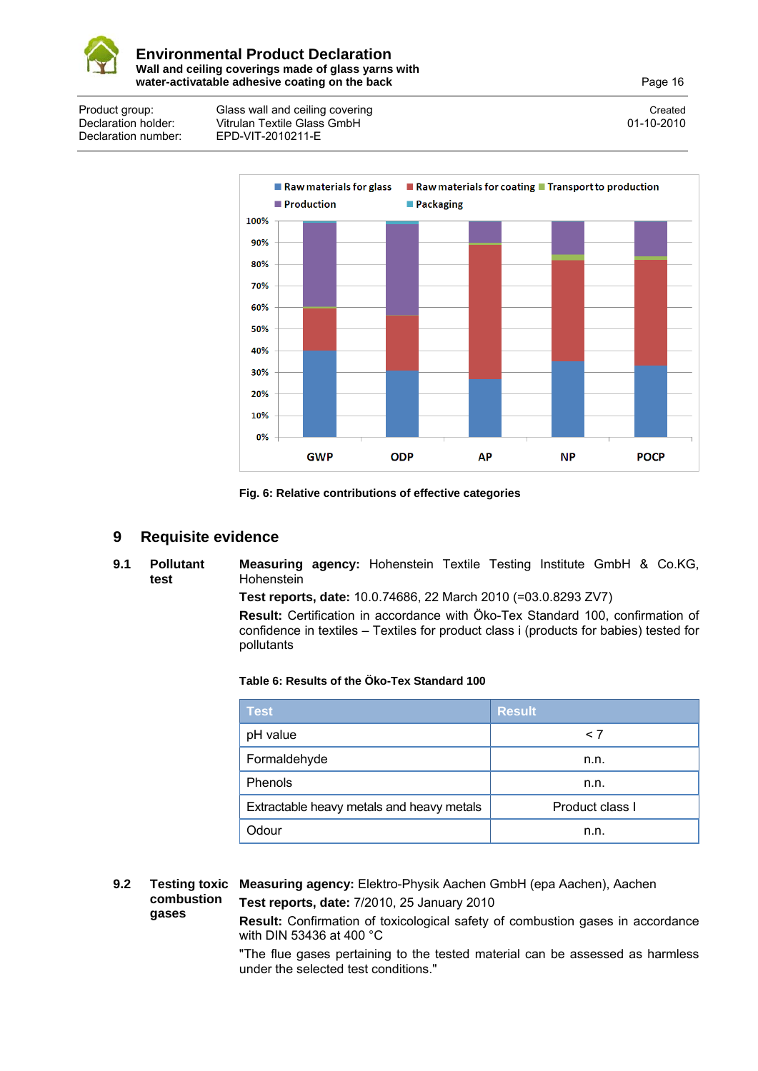Product group: Glass wall and ceiling covering
Declaration holder: Vitrulan Textile Glass GmbH
Declaration number: EPD-VIT-2010211-E

Created 01-10-2010

**Fig. 6: Relative contributions of effective categories**

## 9 Requisite evidence

### 9.1 Pollutant test

**Measuring agency:** Hohenstein Textile Testing Institute GmbH & Co.KG, Hohenstein

**Test reports, date:** 10.0.74686, 22 March 2010 (=03.0.8293 ZV7)

**Result:** Certification in accordance with Öko-Tex Standard 100, confirmation of confidence in textiles – Textiles for product class i (products for babies) tested for pollutants

**Table 6: Results of the Öko-Tex Standard 100**

| Test | Result |
|---|---|
| pH value | < 7 |
| Formaldehyde | n.n. |
| Phenols | n.n. |
| Extractable heavy metals and heavy metals | Product class I |
| Odour | n.n. |

### 9.2 Testing toxic combustion gases

**Measuring agency:** Elektro-Physik Aachen GmbH (epa Aachen), Aachen

**Test reports, date:** 7/2010, 25 January 2010

**Result:** Confirmation of toxicological safety of combustion gases in accordance with DIN 53436 at 400 °C

"The flue gases pertaining to the tested material can be assessed as harmless under the selected test conditions."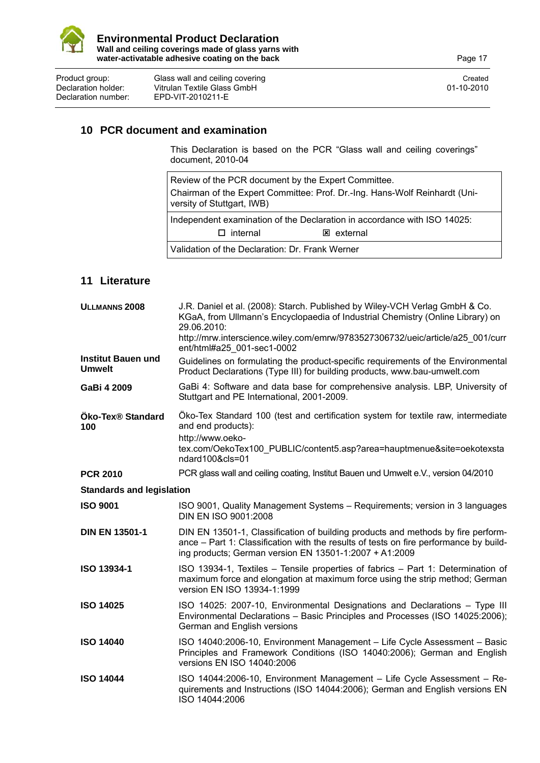| Product group: | Glass wall and ceiling covering | Created |
|---|---|---|
| Declaration holder: | Vitrulan Textile Glass GmbH | 01-10-2010 |
| Declaration number: | EPD-VIT-2010211-E | |

## 10 PCR document and examination

This Declaration is based on the PCR "Glass wall and ceiling coverings" document, 2010-04

| Review of the PCR document by the Expert Committee. Chairman of the Expert Committee: Prof. Dr.-Ing. Hans-Wolf Reinhardt (University of Stuttgart, IWB) |
|---|
| Independent examination of the Declaration in accordance with ISO 14025: ☐ internal ☒ external |
| Validation of the Declaration: Dr. Frank Werner |

## 11 Literature

**ULLMANNS 2008** J.R. Daniel et al. (2008): Starch. Published by Wiley-VCH Verlag GmbH & Co. KGaA, from Ullmann's Encyclopaedia of Industrial Chemistry (Online Library) on 29.06.2010: http://mrw.interscience.wiley.com/emrw/9783527306732/ueic/article/a25_001/current/html#a25_001-sec1-0002

**Institut Bauen und Umwelt** Guidelines on formulating the product-specific requirements of the Environmental Product Declarations (Type III) for building products, www.bau-umwelt.com

**GaBi 4 2009** GaBi 4: Software and data base for comprehensive analysis. LBP, University of Stuttgart and PE International, 2001-2009.

**Öko-Tex® Standard 100** Öko-Tex Standard 100 (test and certification system for textile raw, intermediate and end products): http://www.oeko-tex.com/OekoTex100_PUBLIC/content5.asp?area=hauptmenue&site=oekotexstandard100&cls=01

**PCR 2010** PCR glass wall and ceiling coating, Institut Bauen und Umwelt e.V., version 04/2010

**Standards and legislation**

**ISO 9001** ISO 9001, Quality Management Systems – Requirements; version in 3 languages DIN EN ISO 9001:2008

**DIN EN 13501-1** DIN EN 13501-1, Classification of building products and methods by fire performance – Part 1: Classification with the results of tests on fire performance by building products; German version EN 13501-1:2007 + A1:2009

**ISO 13934-1** ISO 13934-1, Textiles – Tensile properties of fabrics – Part 1: Determination of maximum force and elongation at maximum force using the strip method; German version EN ISO 13934-1:1999

**ISO 14025** ISO 14025: 2007-10, Environmental Designations and Declarations – Type III Environmental Declarations – Basic Principles and Processes (ISO 14025:2006); German and English versions

**ISO 14040** ISO 14040:2006-10, Environment Management – Life Cycle Assessment – Basic Principles and Framework Conditions (ISO 14040:2006); German and English versions EN ISO 14040:2006

**ISO 14044** ISO 14044:2006-10, Environment Management – Life Cycle Assessment – Requirements and Instructions (ISO 14044:2006); German and English versions EN ISO 14044:2006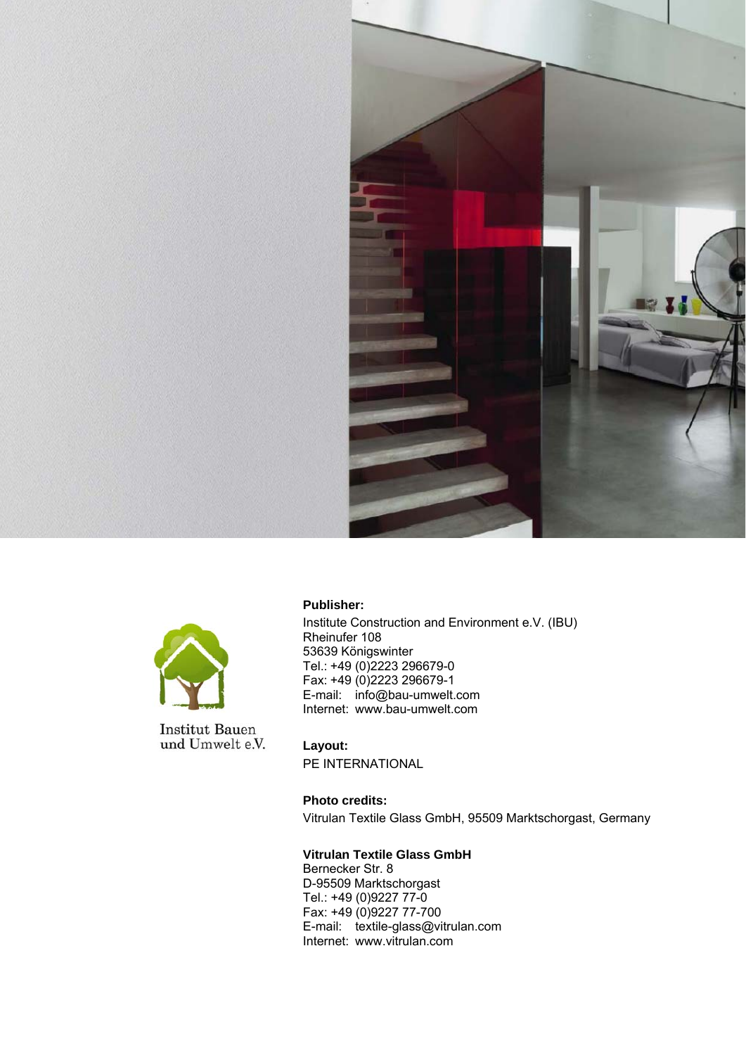Institut Bauen
und Umwelt e.V.

**Publisher:**

Institute Construction and Environment e.V. (IBU)
Rheinufer 108
53639 Königswinter
Tel.: +49 (0)2223 296679-0
Fax: +49 (0)2223 296679-1
E-mail: info@bau-umwelt.com
Internet: www.bau-umwelt.com

**Layout:**

PE INTERNATIONAL

**Photo credits:**

Vitrulan Textile Glass GmbH, 95509 Marktschorgast, Germany

**Vitrulan Textile Glass GmbH**
Bernecker Str. 8
D-95509 Marktschorgast
Tel.: +49 (0)9227 77-0
Fax: +49 (0)9227 77-700
E-mail: textile-glass@vitrulan.com
Internet: www.vitrulan.com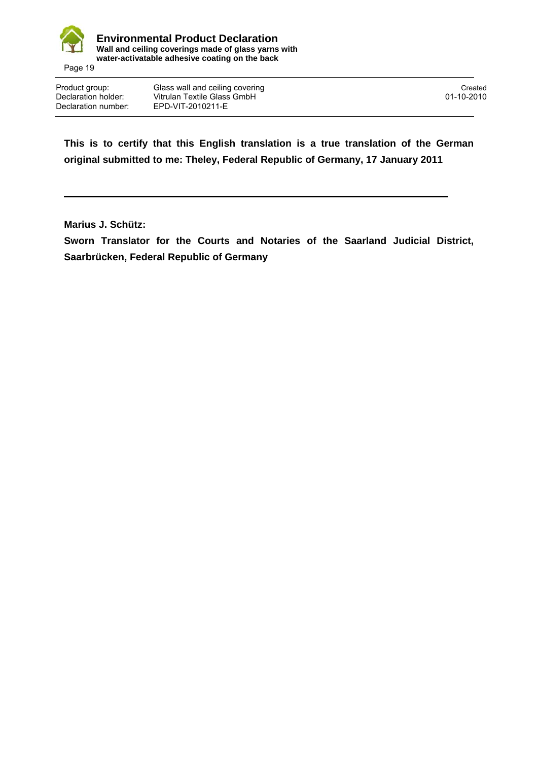**This is to certify that this English translation is a true translation of the German original submitted to me: Theley, Federal Republic of Germany, 17 January 2011**

---

**Marius J. Schütz:**

**Sworn Translator for the Courts and Notaries of the Saarland Judicial District, Saarbrücken, Federal Republic of Germany**